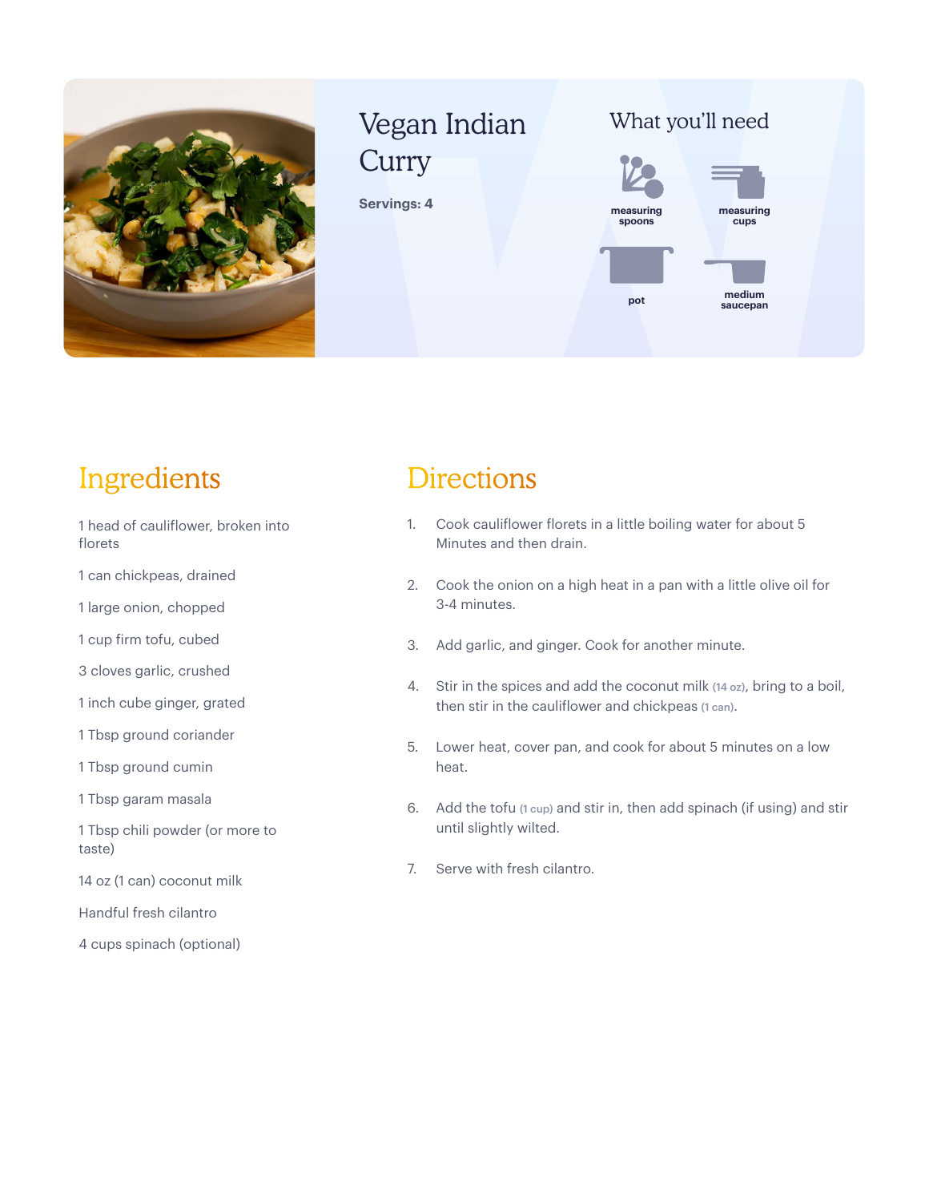# Vegan Indian Curry

**Servings: 4**

## What you'll need

- measuring spoons
- measuring cups
- pot
- medium saucepan

## Ingredients

1 head of cauliflower, broken into florets

1 can chickpeas, drained

1 large onion, chopped

1 cup firm tofu, cubed

3 cloves garlic, crushed

1 inch cube ginger, grated

1 Tbsp ground coriander

1 Tbsp ground cumin

1 Tbsp garam masala

1 Tbsp chili powder (or more to taste)

14 oz (1 can) coconut milk

Handful fresh cilantro

4 cups spinach (optional)

## Directions

1. Cook cauliflower florets in a little boiling water for about 5 Minutes and then drain.
2. Cook the onion on a high heat in a pan with a little olive oil for 3-4 minutes.
3. Add garlic, and ginger. Cook for another minute.
4. Stir in the spices and add the coconut milk (14 oz), bring to a boil, then stir in the cauliflower and chickpeas (1 can).
5. Lower heat, cover pan, and cook for about 5 minutes on a low heat.
6. Add the tofu (1 cup) and stir in, then add spinach (if using) and stir until slightly wilted.
7. Serve with fresh cilantro.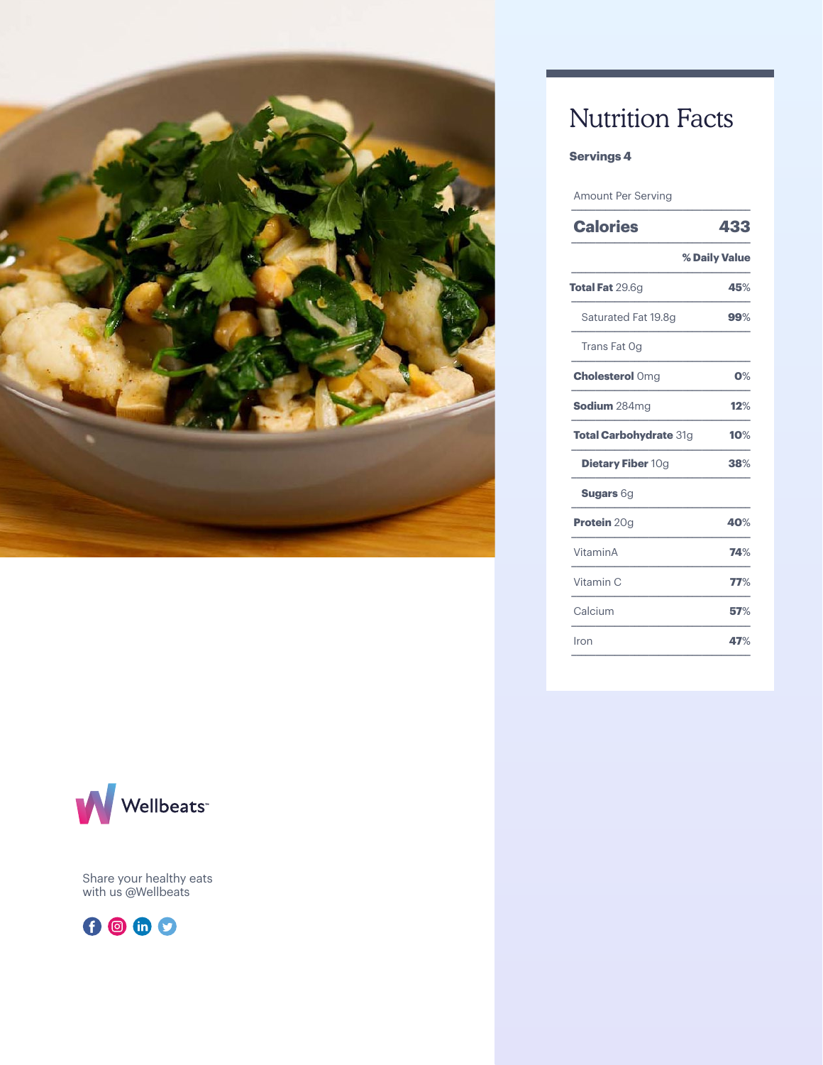# Nutrition Facts

**Servings 4**

| Amount Per Serving | |
|---|---|
| **Calories** | **433** |
| | **% Daily Value** |
| **Total Fat** 29.6g | **45%** |
| Saturated Fat 19.8g | **99%** |
| Trans Fat 0g | |
| **Cholesterol** 0mg | **0%** |
| **Sodium** 284mg | **12%** |
| **Total Carbohydrate** 31g | **10%** |
| **Dietary Fiber** 10g | **38%** |
| **Sugars** 6g | |
| **Protein** 20g | **40%** |
| VitaminA | **74%** |
| Vitamin C | **77%** |
| Calcium | **57%** |
| Iron | **47%** |

Wellbeats™

Share your healthy eats with us @Wellbeats